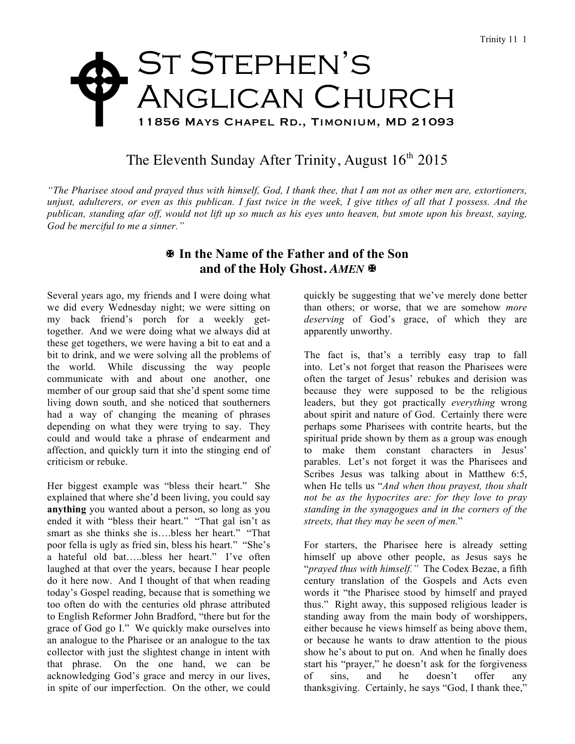# St Stephen's Anglican Church

11856 Mays Chapel Rd., Timonium, MD 21093

## The Eleventh Sunday After Trinity, August 16th 2015

*"The Pharisee stood and prayed thus with himself, God, I thank thee, that I am not as other men are, extortioners, unjust, adulterers, or even as this publican. I fast twice in the week, I give tithes of all that I possess. And the publican, standing afar off, would not lift up so much as his eyes unto heaven, but smote upon his breast, saying, God be merciful to me a sinner."*

### ✠ In the Name of the Father and of the Son and of the Holy Ghost. *AMEN* ✠

Several years ago, my friends and I were doing what we did every Wednesday night; we were sitting on my back friend's porch for a weekly get-together. And we were doing what we always did at these get togethers, we were having a bit to eat and a bit to drink, and we were solving all the problems of the world. While discussing the way people communicate with and about one another, one member of our group said that she'd spent some time living down south, and she noticed that southerners had a way of changing the meaning of phrases depending on what they were trying to say. They could and would take a phrase of endearment and affection, and quickly turn it into the stinging end of criticism or rebuke.

Her biggest example was "bless their heart." She explained that where she'd been living, you could say **anything** you wanted about a person, so long as you ended it with "bless their heart." "That gal isn't as smart as she thinks she is….bless her heart." "That poor fella is ugly as fried sin, bless his heart." "She's a hateful old bat…..bless her heart." I've often laughed at that over the years, because I hear people do it here now. And I thought of that when reading today's Gospel reading, because that is something we too often do with the centuries old phrase attributed to English Reformer John Bradford, "there but for the grace of God go I." We quickly make ourselves into an analogue to the Pharisee or an analogue to the tax collector with just the slightest change in intent with that phrase. On the one hand, we can be acknowledging God's grace and mercy in our lives, in spite of our imperfection. On the other, we could quickly be suggesting that we've merely done better than others; or worse, that we are somehow *more deserving* of God's grace, of which they are apparently unworthy.

The fact is, that's a terribly easy trap to fall into. Let's not forget that reason the Pharisees were often the target of Jesus' rebukes and derision was because they were supposed to be the religious leaders, but they got practically *everything* wrong about spirit and nature of God. Certainly there were perhaps some Pharisees with contrite hearts, but the spiritual pride shown by them as a group was enough to make them constant characters in Jesus' parables. Let's not forget it was the Pharisees and Scribes Jesus was talking about in Matthew 6:5, when He tells us "*And when thou prayest, thou shalt not be as the hypocrites are: for they love to pray standing in the synagogues and in the corners of the streets, that they may be seen of men.*"

For starters, the Pharisee here is already setting himself up above other people, as Jesus says he "*prayed thus with himself.*" The Codex Bezae, a fifth century translation of the Gospels and Acts even words it "the Pharisee stood by himself and prayed thus." Right away, this supposed religious leader is standing away from the main body of worshippers, either because he views himself as being above them, or because he wants to draw attention to the pious show he's about to put on. And when he finally does start his "prayer," he doesn't ask for the forgiveness of sins, and he doesn't offer any thanksgiving. Certainly, he says "God, I thank thee,"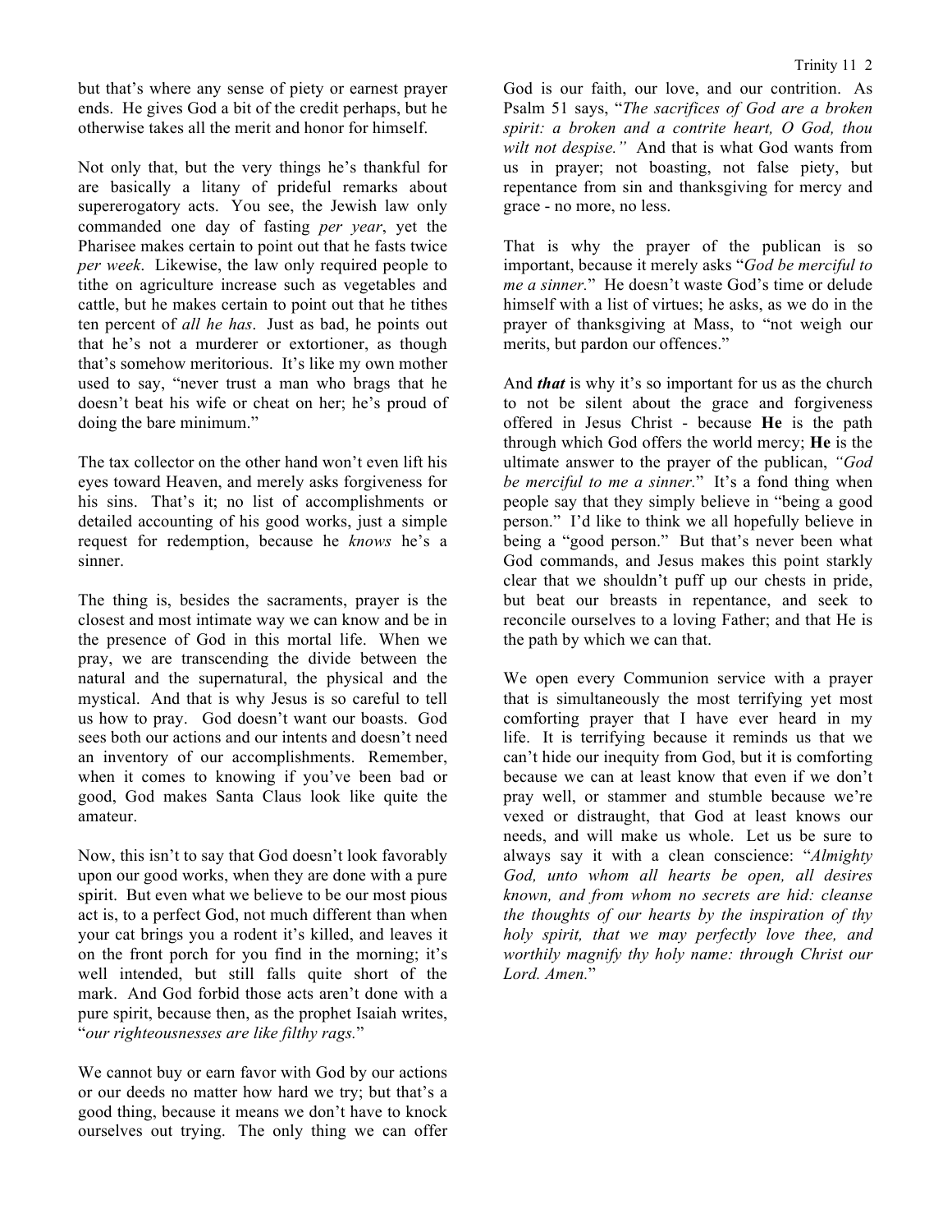but that's where any sense of piety or earnest prayer ends. He gives God a bit of the credit perhaps, but he otherwise takes all the merit and honor for himself.

Not only that, but the very things he's thankful for are basically a litany of prideful remarks about supererogatory acts. You see, the Jewish law only commanded one day of fasting *per year*, yet the Pharisee makes certain to point out that he fasts twice *per week*. Likewise, the law only required people to tithe on agriculture increase such as vegetables and cattle, but he makes certain to point out that he tithes ten percent of *all he has*. Just as bad, he points out that he's not a murderer or extortioner, as though that's somehow meritorious. It's like my own mother used to say, "never trust a man who brags that he doesn't beat his wife or cheat on her; he's proud of doing the bare minimum."

The tax collector on the other hand won't even lift his eyes toward Heaven, and merely asks forgiveness for his sins. That's it; no list of accomplishments or detailed accounting of his good works, just a simple request for redemption, because he *knows* he's a sinner.

The thing is, besides the sacraments, prayer is the closest and most intimate way we can know and be in the presence of God in this mortal life. When we pray, we are transcending the divide between the natural and the supernatural, the physical and the mystical. And that is why Jesus is so careful to tell us how to pray. God doesn't want our boasts. God sees both our actions and our intents and doesn't need an inventory of our accomplishments. Remember, when it comes to knowing if you've been bad or good, God makes Santa Claus look like quite the amateur.

Now, this isn't to say that God doesn't look favorably upon our good works, when they are done with a pure spirit. But even what we believe to be our most pious act is, to a perfect God, not much different than when your cat brings you a rodent it's killed, and leaves it on the front porch for you find in the morning; it's well intended, but still falls quite short of the mark. And God forbid those acts aren't done with a pure spirit, because then, as the prophet Isaiah writes, "*our righteousnesses are like filthy rags.*"

We cannot buy or earn favor with God by our actions or our deeds no matter how hard we try; but that's a good thing, because it means we don't have to knock ourselves out trying. The only thing we can offer God is our faith, our love, and our contrition. As Psalm 51 says, "*The sacrifices of God are a broken spirit: a broken and a contrite heart, O God, thou wilt not despise.*" And that is what God wants from us in prayer; not boasting, not false piety, but repentance from sin and thanksgiving for mercy and grace - no more, no less.

That is why the prayer of the publican is so important, because it merely asks "*God be merciful to me a sinner.*" He doesn't waste God's time or delude himself with a list of virtues; he asks, as we do in the prayer of thanksgiving at Mass, to "not weigh our merits, but pardon our offences."

And ***that*** is why it's so important for us as the church to not be silent about the grace and forgiveness offered in Jesus Christ - because **He** is the path through which God offers the world mercy; **He** is the ultimate answer to the prayer of the publican, *"God be merciful to me a sinner.*" It's a fond thing when people say that they simply believe in "being a good person." I'd like to think we all hopefully believe in being a "good person." But that's never been what God commands, and Jesus makes this point starkly clear that we shouldn't puff up our chests in pride, but beat our breasts in repentance, and seek to reconcile ourselves to a loving Father; and that He is the path by which we can that.

We open every Communion service with a prayer that is simultaneously the most terrifying yet most comforting prayer that I have ever heard in my life. It is terrifying because it reminds us that we can't hide our inequity from God, but it is comforting because we can at least know that even if we don't pray well, or stammer and stumble because we're vexed or distraught, that God at least knows our needs, and will make us whole. Let us be sure to always say it with a clean conscience: "*Almighty God, unto whom all hearts be open, all desires known, and from whom no secrets are hid: cleanse the thoughts of our hearts by the inspiration of thy holy spirit, that we may perfectly love thee, and worthily magnify thy holy name: through Christ our Lord. Amen.*"